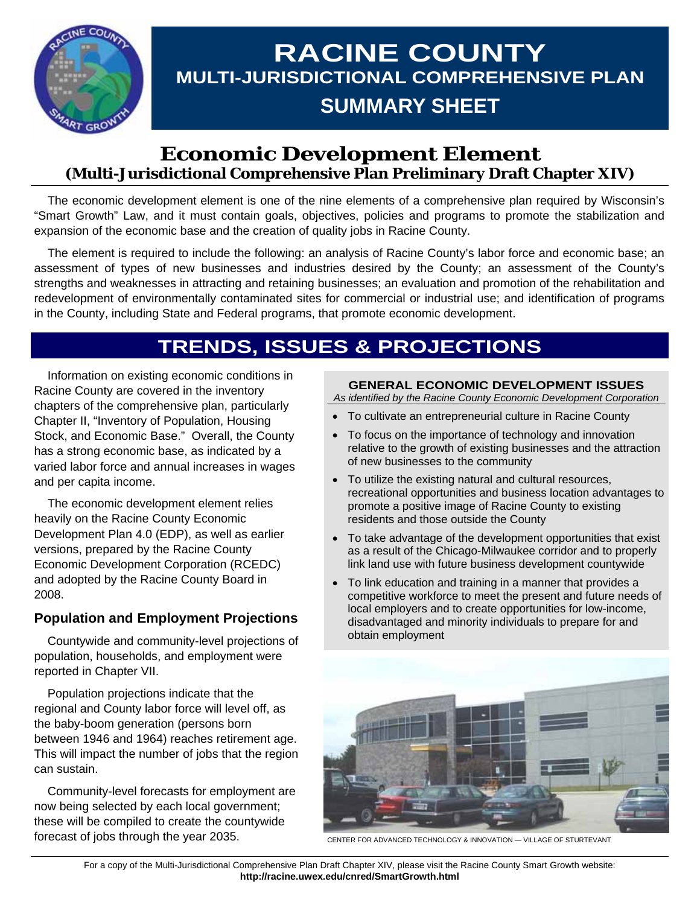# RACINE COUNTY

## MULTI-JURISDICTIONAL COMPREHENSIVE PLAN

## SUMMARY SHEET

# Economic Development Element

### (Multi-Jurisdictional Comprehensive Plan Preliminary Draft Chapter XIV)

The economic development element is one of the nine elements of a comprehensive plan required by Wisconsin's "Smart Growth" Law, and it must contain goals, objectives, policies and programs to promote the stabilization and expansion of the economic base and the creation of quality jobs in Racine County.

The element is required to include the following: an analysis of Racine County's labor force and economic base; an assessment of types of new businesses and industries desired by the County; an assessment of the County's strengths and weaknesses in attracting and retaining businesses; an evaluation and promotion of the rehabilitation and redevelopment of environmentally contaminated sites for commercial or industrial use; and identification of programs in the County, including State and Federal programs, that promote economic development.

## TRENDS, ISSUES & PROJECTIONS

Information on existing economic conditions in Racine County are covered in the inventory chapters of the comprehensive plan, particularly Chapter II, "Inventory of Population, Housing Stock, and Economic Base." Overall, the County has a strong economic base, as indicated by a varied labor force and annual increases in wages and per capita income.

The economic development element relies heavily on the Racine County Economic Development Plan 4.0 (EDP), as well as earlier versions, prepared by the Racine County Economic Development Corporation (RCEDC) and adopted by the Racine County Board in 2008.

### Population and Employment Projections

Countywide and community-level projections of population, households, and employment were reported in Chapter VII.

Population projections indicate that the regional and County labor force will level off, as the baby-boom generation (persons born between 1946 and 1964) reaches retirement age. This will impact the number of jobs that the region can sustain.

Community-level forecasts for employment are now being selected by each local government; these will be compiled to create the countywide forecast of jobs through the year 2035.

**GENERAL ECONOMIC DEVELOPMENT ISSUES**

*As identified by the Racine County Economic Development Corporation*

- To cultivate an entrepreneurial culture in Racine County
- To focus on the importance of technology and innovation relative to the growth of existing businesses and the attraction of new businesses to the community
- To utilize the existing natural and cultural resources, recreational opportunities and business location advantages to promote a positive image of Racine County to existing residents and those outside the County
- To take advantage of the development opportunities that exist as a result of the Chicago-Milwaukee corridor and to properly link land use with future business development countywide
- To link education and training in a manner that provides a competitive workforce to meet the present and future needs of local employers and to create opportunities for low-income, disadvantaged and minority individuals to prepare for and obtain employment

CENTER FOR ADVANCED TECHNOLOGY & INNOVATION — VILLAGE OF STURTEVANT

For a copy of the Multi-Jurisdictional Comprehensive Plan Draft Chapter XIV, please visit the Racine County Smart Growth website: **http://racine.uwex.edu/cnred/SmartGrowth.html**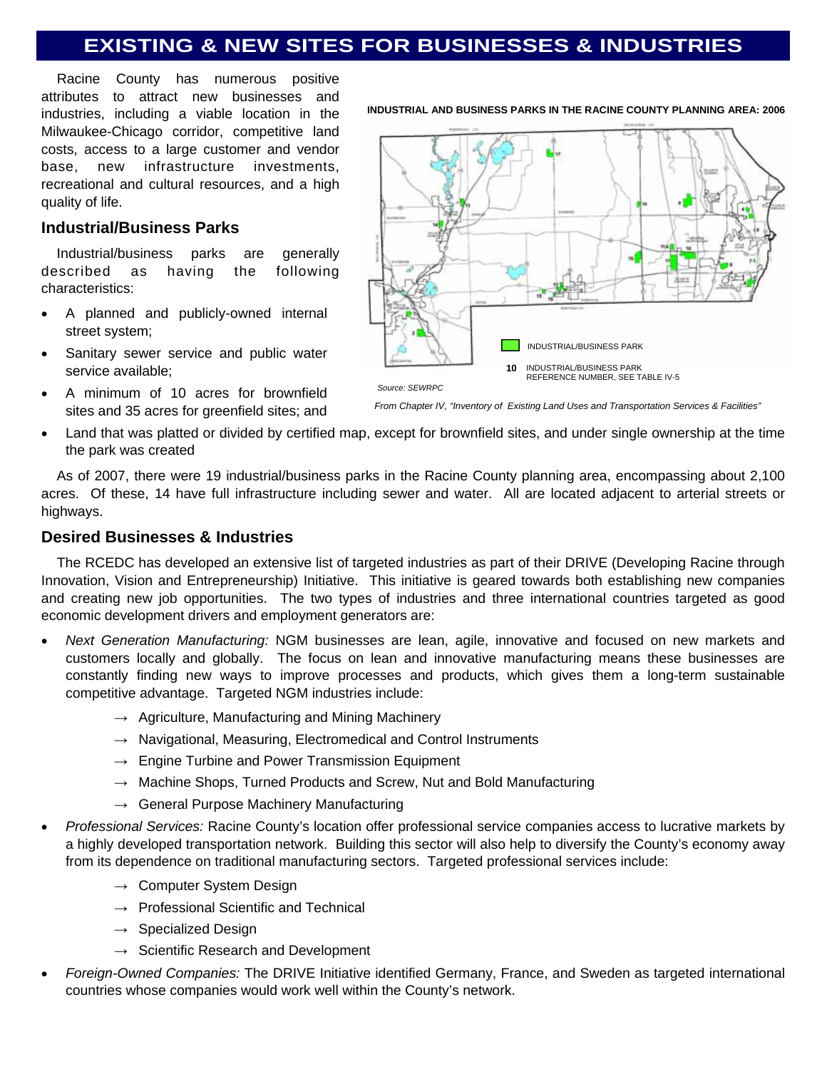# EXISTING & NEW SITES FOR BUSINESSES & INDUSTRIES

Racine County has numerous positive attributes to attract new businesses and industries, including a viable location in the Milwaukee-Chicago corridor, competitive land costs, access to a large customer and vendor base, new infrastructure investments, recreational and cultural resources, and a high quality of life.

**INDUSTRIAL AND BUSINESS PARKS IN THE RACINE COUNTY PLANNING AREA: 2006**

INDUSTRIAL/BUSINESS PARK

**10** INDUSTRIAL/BUSINESS PARK REFERENCE NUMBER, SEE TABLE IV-5

*Source: SEWRPC*

*From Chapter IV, "Inventory of Existing Land Uses and Transportation Services & Facilities"*

## Industrial/Business Parks

Industrial/business parks are generally described as having the following characteristics:

- A planned and publicly-owned internal street system;
- Sanitary sewer service and public water service available;
- A minimum of 10 acres for brownfield sites and 35 acres for greenfield sites; and
- Land that was platted or divided by certified map, except for brownfield sites, and under single ownership at the time the park was created

As of 2007, there were 19 industrial/business parks in the Racine County planning area, encompassing about 2,100 acres. Of these, 14 have full infrastructure including sewer and water. All are located adjacent to arterial streets or highways.

## Desired Businesses & Industries

The RCEDC has developed an extensive list of targeted industries as part of their DRIVE (Developing Racine through Innovation, Vision and Entrepreneurship) Initiative. This initiative is geared towards both establishing new companies and creating new job opportunities. The two types of industries and three international countries targeted as good economic development drivers and employment generators are:

- *Next Generation Manufacturing:* NGM businesses are lean, agile, innovative and focused on new markets and customers locally and globally. The focus on lean and innovative manufacturing means these businesses are constantly finding new ways to improve processes and products, which gives them a long-term sustainable competitive advantage. Targeted NGM industries include:
  - → Agriculture, Manufacturing and Mining Machinery
  - → Navigational, Measuring, Electromedical and Control Instruments
  - → Engine Turbine and Power Transmission Equipment
  - → Machine Shops, Turned Products and Screw, Nut and Bold Manufacturing
  - → General Purpose Machinery Manufacturing
- *Professional Services:* Racine County's location offer professional service companies access to lucrative markets by a highly developed transportation network. Building this sector will also help to diversify the County's economy away from its dependence on traditional manufacturing sectors. Targeted professional services include:
  - → Computer System Design
  - → Professional Scientific and Technical
  - → Specialized Design
  - → Scientific Research and Development
- *Foreign-Owned Companies:* The DRIVE Initiative identified Germany, France, and Sweden as targeted international countries whose companies would work well within the County's network.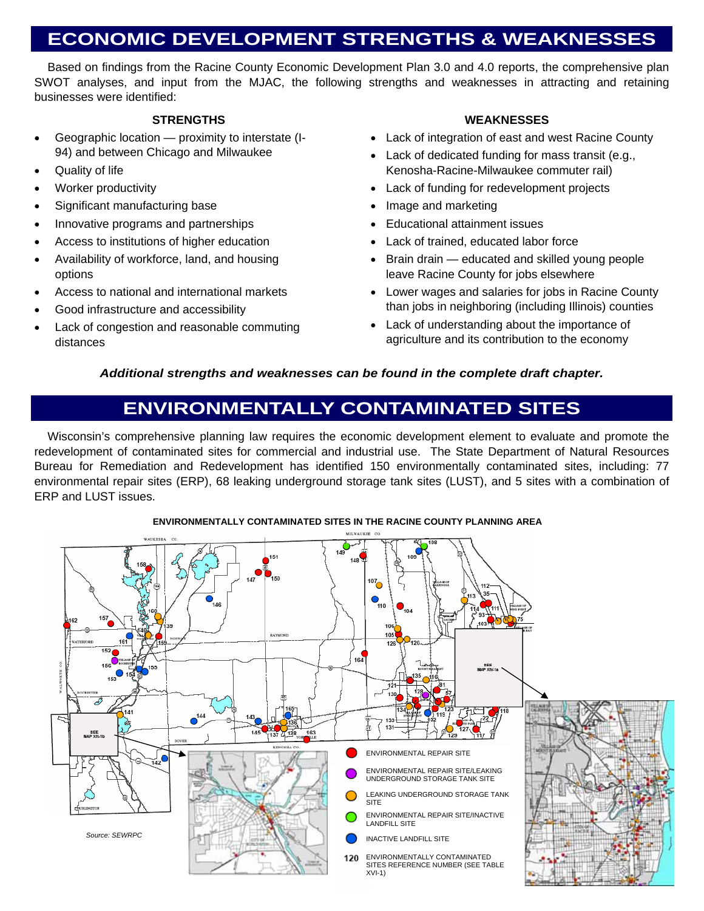# ECONOMIC DEVELOPMENT STRENGTHS & WEAKNESSES

Based on findings from the Racine County Economic Development Plan 3.0 and 4.0 reports, the comprehensive plan SWOT analyses, and input from the MJAC, the following strengths and weaknesses in attracting and retaining businesses were identified:

### STRENGTHS

- Geographic location — proximity to interstate (I-94) and between Chicago and Milwaukee
- Quality of life
- Worker productivity
- Significant manufacturing base
- Innovative programs and partnerships
- Access to institutions of higher education
- Availability of workforce, land, and housing options
- Access to national and international markets
- Good infrastructure and accessibility
- Lack of congestion and reasonable commuting distances

### WEAKNESSES

- Lack of integration of east and west Racine County
- Lack of dedicated funding for mass transit (e.g., Kenosha-Racine-Milwaukee commuter rail)
- Lack of funding for redevelopment projects
- Image and marketing
- Educational attainment issues
- Lack of trained, educated labor force
- Brain drain — educated and skilled young people leave Racine County for jobs elsewhere
- Lower wages and salaries for jobs in Racine County than jobs in neighboring (including Illinois) counties
- Lack of understanding about the importance of agriculture and its contribution to the economy

***Additional strengths and weaknesses can be found in the complete draft chapter.***

# ENVIRONMENTALLY CONTAMINATED SITES

Wisconsin's comprehensive planning law requires the economic development element to evaluate and promote the redevelopment of contaminated sites for commercial and industrial use. The State Department of Natural Resources Bureau for Remediation and Redevelopment has identified 150 environmentally contaminated sites, including: 77 environmental repair sites (ERP), 68 leaking underground storage tank sites (LUST), and 5 sites with a combination of ERP and LUST issues.

**ENVIRONMENTALLY CONTAMINATED SITES IN THE RACINE COUNTY PLANNING AREA**

- ENVIRONMENTAL REPAIR SITE
- ENVIRONMENTAL REPAIR SITE/LEAKING UNDERGROUND STORAGE TANK SITE
- LEAKING UNDERGROUND STORAGE TANK SITE
- ENVIRONMENTAL REPAIR SITE/INACTIVE LANDFILL SITE
- INACTIVE LANDFILL SITE
- 120 ENVIRONMENTALLY CONTAMINATED SITES REFERENCE NUMBER (SEE TABLE XVI-1)

*Source: SEWRPC*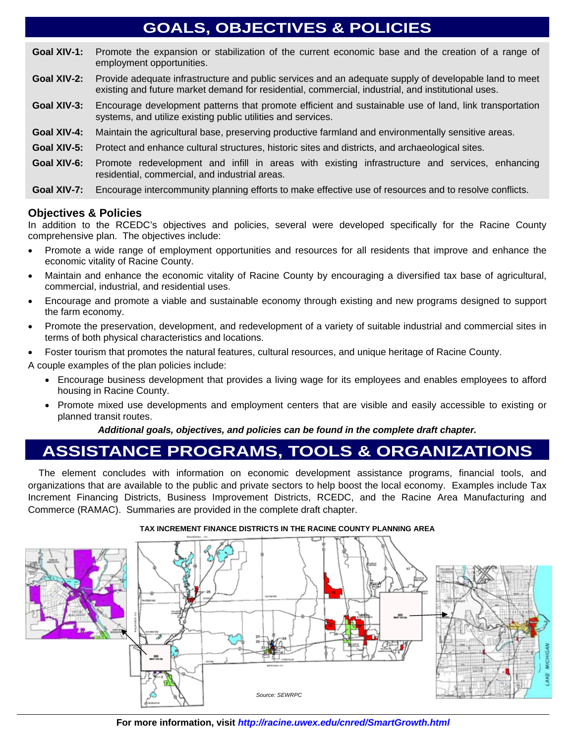# GOALS, OBJECTIVES & POLICIES

**Goal XIV-1:** Promote the expansion or stabilization of the current economic base and the creation of a range of employment opportunities.

**Goal XIV-2:** Provide adequate infrastructure and public services and an adequate supply of developable land to meet existing and future market demand for residential, commercial, industrial, and institutional uses.

**Goal XIV-3:** Encourage development patterns that promote efficient and sustainable use of land, link transportation systems, and utilize existing public utilities and services.

**Goal XIV-4:** Maintain the agricultural base, preserving productive farmland and environmentally sensitive areas.

**Goal XIV-5:** Protect and enhance cultural structures, historic sites and districts, and archaeological sites.

**Goal XIV-6:** Promote redevelopment and infill in areas with existing infrastructure and services, enhancing residential, commercial, and industrial areas.

**Goal XIV-7:** Encourage intercommunity planning efforts to make effective use of resources and to resolve conflicts.

### Objectives & Policies

In addition to the RCEDC's objectives and policies, several were developed specifically for the Racine County comprehensive plan. The objectives include:

- Promote a wide range of employment opportunities and resources for all residents that improve and enhance the economic vitality of Racine County.
- Maintain and enhance the economic vitality of Racine County by encouraging a diversified tax base of agricultural, commercial, industrial, and residential uses.
- Encourage and promote a viable and sustainable economy through existing and new programs designed to support the farm economy.
- Promote the preservation, development, and redevelopment of a variety of suitable industrial and commercial sites in terms of both physical characteristics and locations.
- Foster tourism that promotes the natural features, cultural resources, and unique heritage of Racine County.

A couple examples of the plan policies include:

- Encourage business development that provides a living wage for its employees and enables employees to afford housing in Racine County.
- Promote mixed use developments and employment centers that are visible and easily accessible to existing or planned transit routes.

***Additional goals, objectives, and policies can be found in the complete draft chapter.***

# ASSISTANCE PROGRAMS, TOOLS & ORGANIZATIONS

The element concludes with information on economic development assistance programs, financial tools, and organizations that are available to the public and private sectors to help boost the local economy. Examples include Tax Increment Financing Districts, Business Improvement Districts, RCEDC, and the Racine Area Manufacturing and Commerce (RAMAC). Summaries are provided in the complete draft chapter.

**TAX INCREMENT FINANCE DISTRICTS IN THE RACINE COUNTY PLANNING AREA**

*Source: SEWRPC*

**For more information, visit *http://racine.uwex.edu/cnred/SmartGrowth.html***